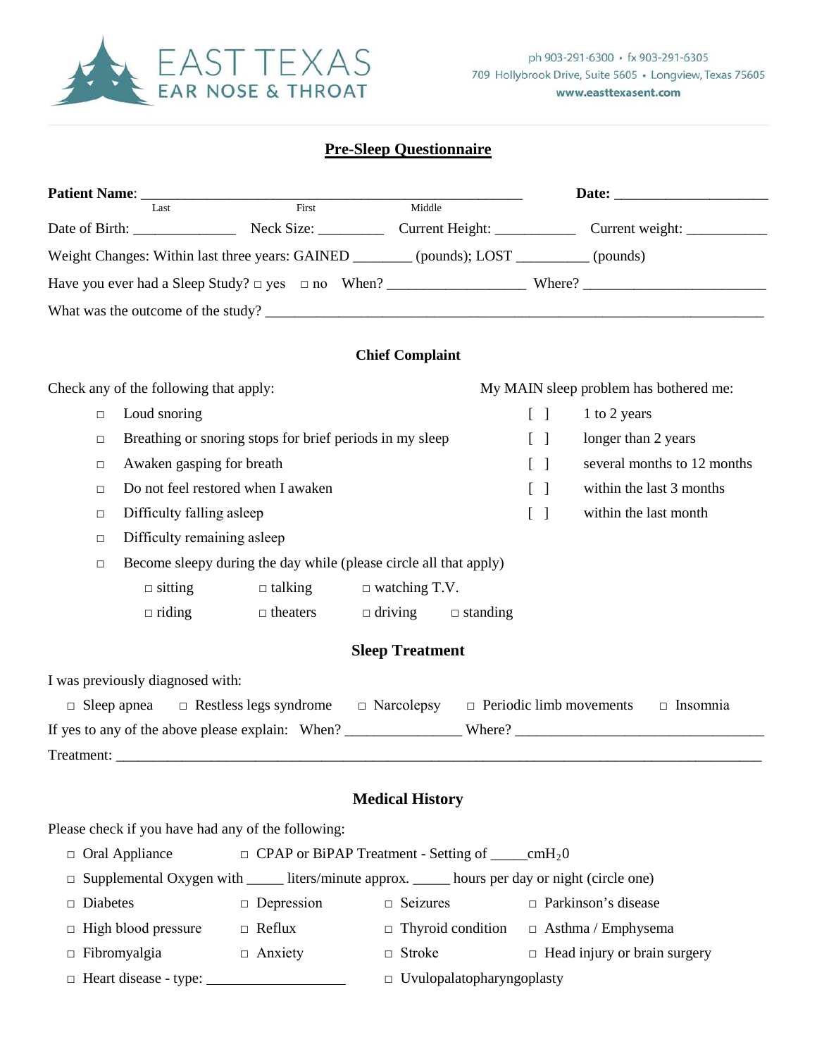EAST TEXAS EAR NOSE & THROAT

ph 903-291-6300 • fx 903-291-6305
709 Hollybrook Drive, Suite 5605 • Longview, Texas 75605
www.easttexasent.com

# Pre-Sleep Questionnaire

**Patient Name**: ________________________________________________ **Date:** ____________________
Last First Middle

Date of Birth: _____________ Neck Size: ________ Current Height: __________ Current weight: __________

Weight Changes: Within last three years: GAINED _______ (pounds); LOST _________ (pounds)

Have you ever had a Sleep Study? □ yes □ no When? _________________ Where? ________________________

What was the outcome of the study? ___________________________________________________________________

## Chief Complaint

Check any of the following that apply:

- □ Loud snoring
- □ Breathing or snoring stops for brief periods in my sleep
- □ Awaken gasping for breath
- □ Do not feel restored when I awaken
- □ Difficulty falling asleep
- □ Difficulty remaining asleep
- □ Become sleepy during the day while (please circle all that apply)
  - □ sitting □ talking □ watching T.V.
  - □ riding □ theaters □ driving □ standing

My MAIN sleep problem has bothered me:

- [ ] 1 to 2 years
- [ ] longer than 2 years
- [ ] several months to 12 months
- [ ] within the last 3 months
- [ ] within the last month

## Sleep Treatment

I was previously diagnosed with:

□ Sleep apnea □ Restless legs syndrome □ Narcolepsy □ Periodic limb movements □ Insomnia

If yes to any of the above please explain: When? ______________ Where? ________________________________

Treatment: ______________________________________________________________________________________

## Medical History

Please check if you have had any of the following:

□ Oral Appliance □ CPAP or BiPAP Treatment - Setting of _____ $cmH_20$

□ Supplemental Oxygen with _____ liters/minute approx. _____ hours per day or night (circle one)

□ Diabetes □ Depression □ Seizures □ Parkinson's disease

□ High blood pressure □ Reflux □ Thyroid condition □ Asthma / Emphysema

□ Fibromyalgia □ Anxiety □ Stroke □ Head injury or brain surgery

□ Heart disease - type: __________________ □ Uvulopalatopharyngoplasty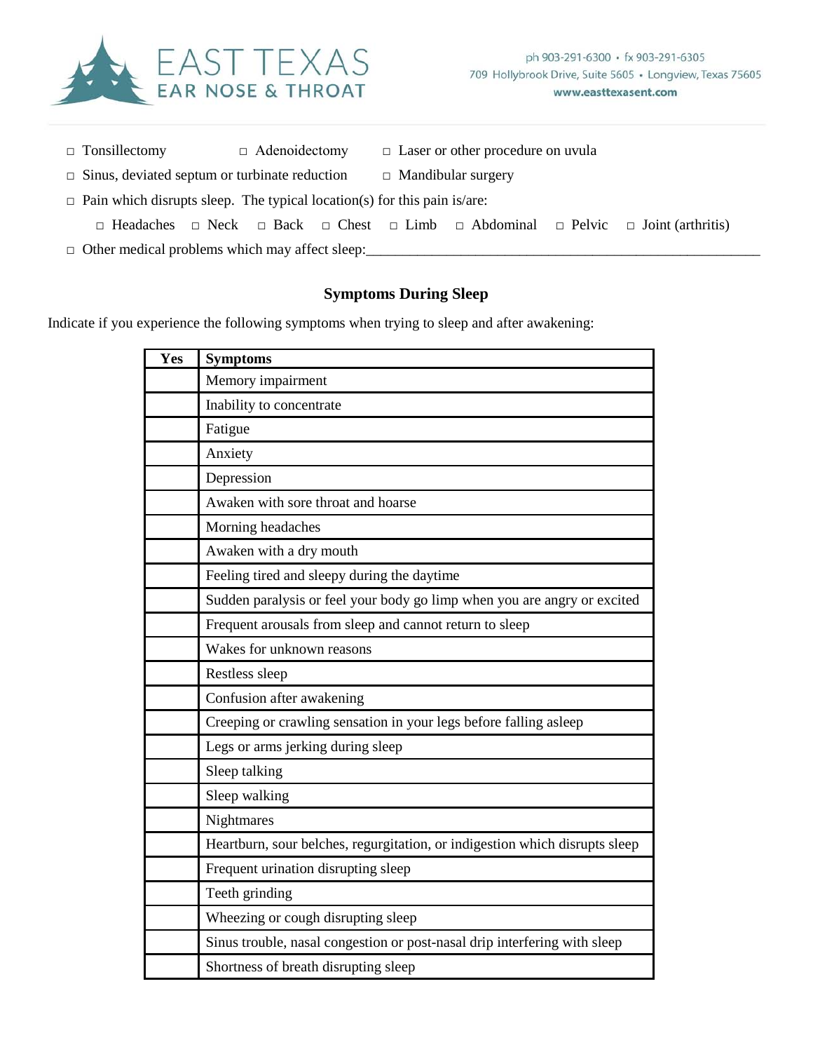- □ Tonsillectomy
- □ Adenoidectomy
- □ Laser or other procedure on uvula
- □ Sinus, deviated septum or turbinate reduction
- □ Mandibular surgery
- □ Pain which disrupts sleep. The typical location(s) for this pain is/are:
  - □ Headaches □ Neck □ Back □ Chest □ Limb □ Abdominal □ Pelvic □ Joint (arthritis)
- □ Other medical problems which may affect sleep:________________________________________________________

## Symptoms During Sleep

Indicate if you experience the following symptoms when trying to sleep and after awakening:

| Yes | Symptoms |
|---|---|
| | Memory impairment |
| | Inability to concentrate |
| | Fatigue |
| | Anxiety |
| | Depression |
| | Awaken with sore throat and hoarse |
| | Morning headaches |
| | Awaken with a dry mouth |
| | Feeling tired and sleepy during the daytime |
| | Sudden paralysis or feel your body go limp when you are angry or excited |
| | Frequent arousals from sleep and cannot return to sleep |
| | Wakes for unknown reasons |
| | Restless sleep |
| | Confusion after awakening |
| | Creeping or crawling sensation in your legs before falling asleep |
| | Legs or arms jerking during sleep |
| | Sleep talking |
| | Sleep walking |
| | Nightmares |
| | Heartburn, sour belches, regurgitation, or indigestion which disrupts sleep |
| | Frequent urination disrupting sleep |
| | Teeth grinding |
| | Wheezing or cough disrupting sleep |
| | Sinus trouble, nasal congestion or post-nasal drip interfering with sleep |
| | Shortness of breath disrupting sleep |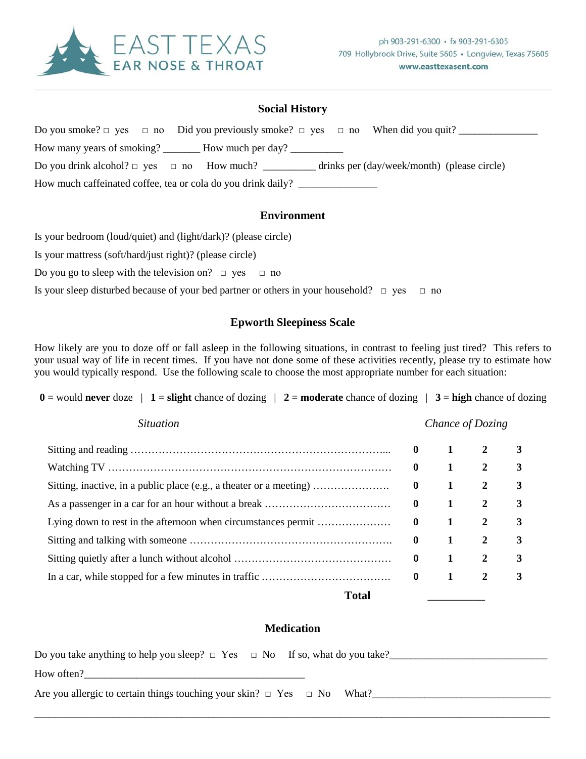EAST TEXAS EAR NOSE & THROAT

ph 903-291-6300 • fx 903-291-6305
709 Hollybrook Drive, Suite 5605 • Longview, Texas 75605
www.easttexasent.com

## Social History

Do you smoke? □ yes □ no Did you previously smoke? □ yes □ no When did you quit? _______________

How many years of smoking? _______ How much per day? __________

Do you drink alcohol? □ yes □ no How much? __________ drinks per (day/week/month) (please circle)

How much caffeinated coffee, tea or cola do you drink daily? _______________

## Environment

Is your bedroom (loud/quiet) and (light/dark)? (please circle)

Is your mattress (soft/hard/just right)? (please circle)

Do you go to sleep with the television on? □ yes □ no

Is your sleep disturbed because of your bed partner or others in your household? □ yes □ no

## Epworth Sleepiness Scale

How likely are you to doze off or fall asleep in the following situations, in contrast to feeling just tired? This refers to your usual way of life in recent times. If you have not done some of these activities recently, please try to estimate how you would typically respond. Use the following scale to choose the most appropriate number for each situation:

**0** = would **never** doze | **1** = **slight** chance of dozing | **2** = **moderate** chance of dozing | **3** = **high** chance of dozing

| *Situation* | *Chance of Dozing* | | | |
|---|---|---|---|---|
| Sitting and reading | **0** | **1** | **2** | **3** |
| Watching TV | **0** | **1** | **2** | **3** |
| Sitting, inactive, in a public place (e.g., a theater or a meeting) | **0** | **1** | **2** | **3** |
| As a passenger in a car for an hour without a break | **0** | **1** | **2** | **3** |
| Lying down to rest in the afternoon when circumstances permit | **0** | **1** | **2** | **3** |
| Sitting and talking with someone | **0** | **1** | **2** | **3** |
| Sitting quietly after a lunch without alcohol | **0** | **1** | **2** | **3** |
| In a car, while stopped for a few minutes in traffic | **0** | **1** | **2** | **3** |
| **Total** | __________ | | | |

## Medication

Do you take anything to help you sleep? □ Yes □ No If so, what do you take?______________________________

How often?_________________________________________

Are you allergic to certain things touching your skin? □ Yes □ No What?_________________________________

_____________________________________________________________________________________________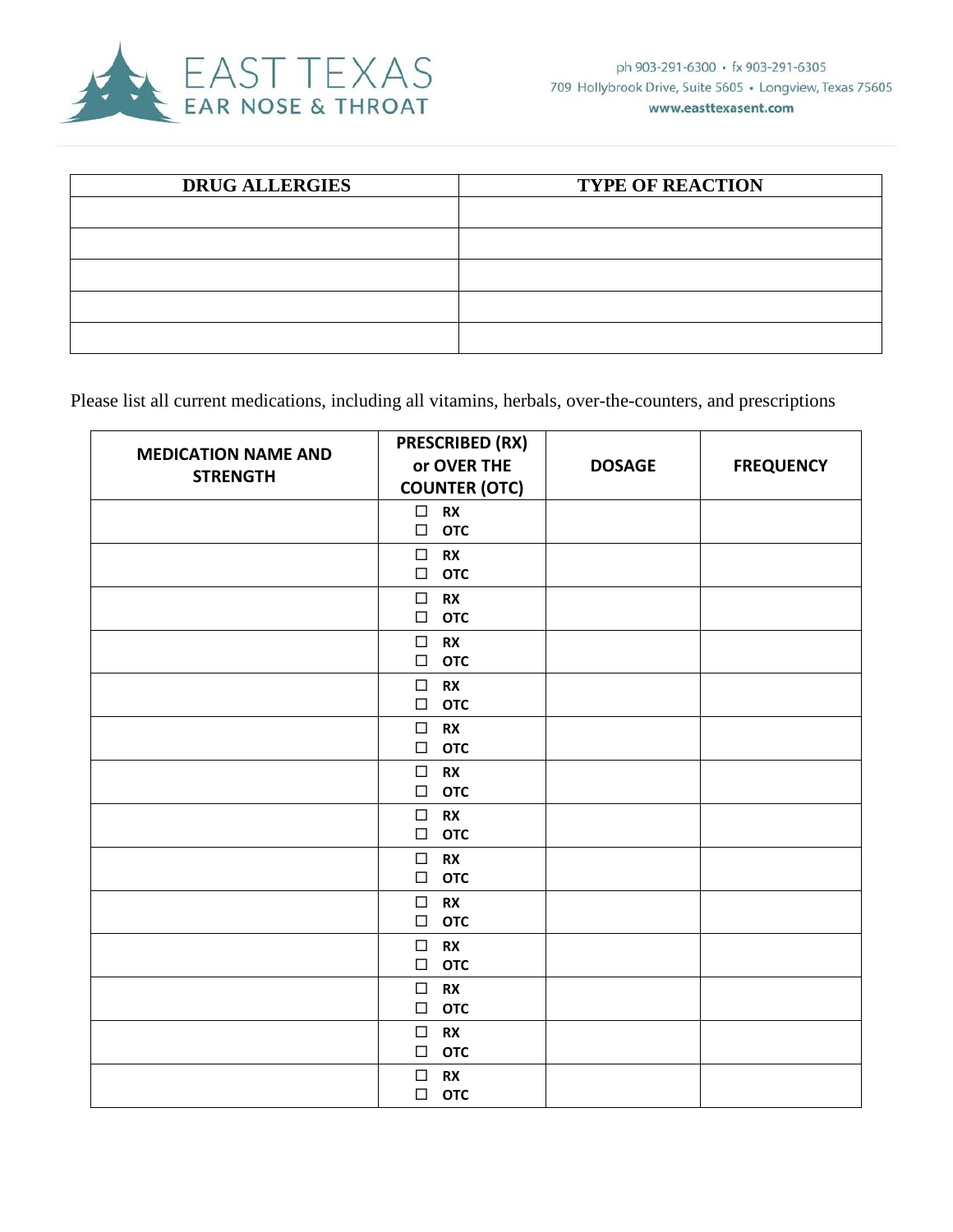EAST TEXAS
EAR NOSE & THROAT

ph 903-291-6300 • fx 903-291-6305
709 Hollybrook Drive, Suite 5605 • Longview, Texas 75605
www.easttexasent.com

| DRUG ALLERGIES | TYPE OF REACTION |
|---|---|
| | |
| | |
| | |
| | |
| | |

Please list all current medications, including all vitamins, herbals, over-the-counters, and prescriptions

| MEDICATION NAME AND STRENGTH | PRESCRIBED (RX) or OVER THE COUNTER (OTC) | DOSAGE | FREQUENCY |
|---|---|---|---|
| | ☐ RX ☐ OTC | | |
| | ☐ RX ☐ OTC | | |
| | ☐ RX ☐ OTC | | |
| | ☐ RX ☐ OTC | | |
| | ☐ RX ☐ OTC | | |
| | ☐ RX ☐ OTC | | |
| | ☐ RX ☐ OTC | | |
| | ☐ RX ☐ OTC | | |
| | ☐ RX ☐ OTC | | |
| | ☐ RX ☐ OTC | | |
| | ☐ RX ☐ OTC | | |
| | ☐ RX ☐ OTC | | |
| | ☐ RX ☐ OTC | | |
| | ☐ RX ☐ OTC | | |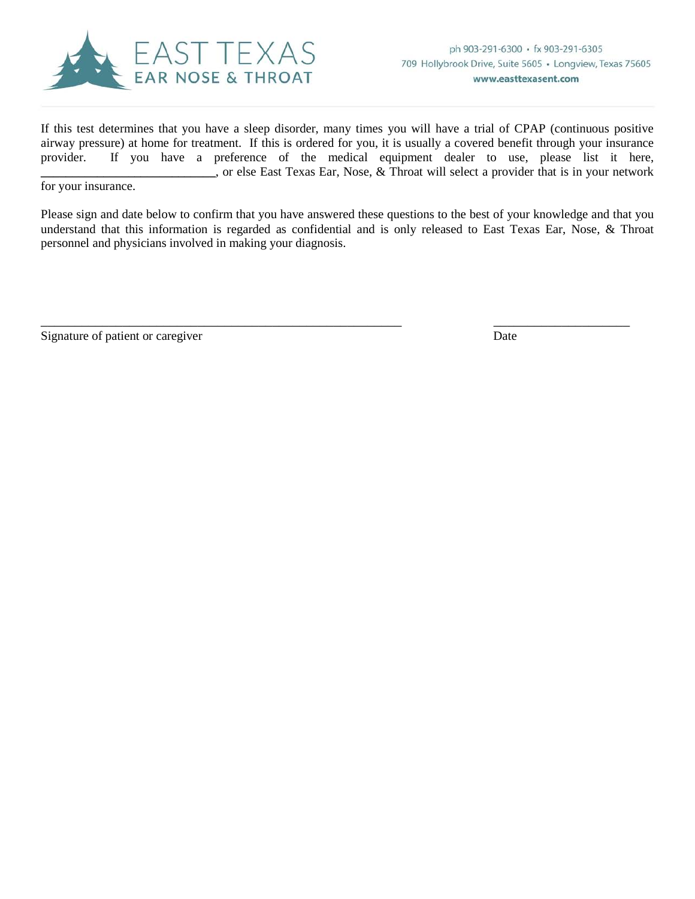If this test determines that you have a sleep disorder, many times you will have a trial of CPAP (continuous positive airway pressure) at home for treatment. If this is ordered for you, it is usually a covered benefit through your insurance provider. If you have a preference of the medical equipment dealer to use, please list it here, ___________________________, or else East Texas Ear, Nose, & Throat will select a provider that is in your network for your insurance.

Please sign and date below to confirm that you have answered these questions to the best of your knowledge and that you understand that this information is regarded as confidential and is only released to East Texas Ear, Nose, & Throat personnel and physicians involved in making your diagnosis.

_______________________________________________________ &nbsp;&nbsp;&nbsp;&nbsp;&nbsp;&nbsp; _____________________

Signature of patient or caregiver &nbsp;&nbsp;&nbsp;&nbsp;&nbsp;&nbsp; Date